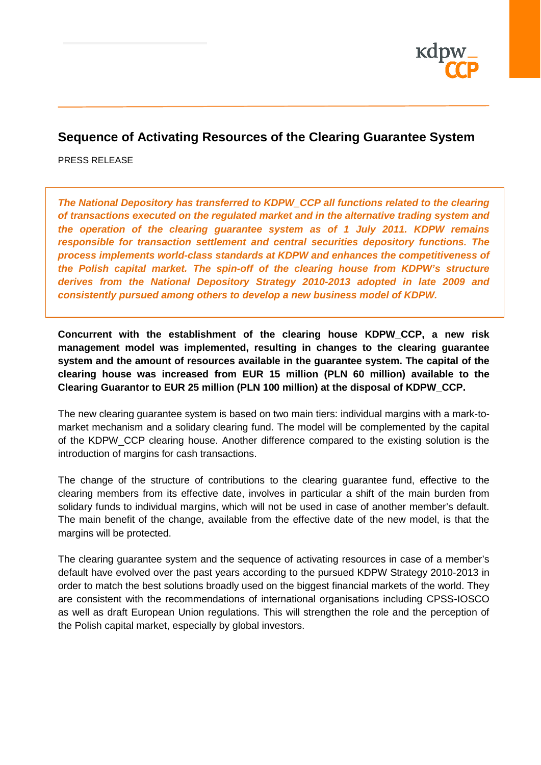# Sequence of Activating Resources of the Clearing Guarantee System

PRESS RELEASE

***The National Depository has transferred to KDPW_CCP all functions related to the clearing of transactions executed on the regulated market and in the alternative trading system and the operation of the clearing guarantee system as of 1 July 2011. KDPW remains responsible for transaction settlement and central securities depository functions. The process implements world-class standards at KDPW and enhances the competitiveness of the Polish capital market. The spin-off of the clearing house from KDPW's structure derives from the National Depository Strategy 2010-2013 adopted in late 2009 and consistently pursued among others to develop a new business model of KDPW.***

**Concurrent with the establishment of the clearing house KDPW_CCP, a new risk management model was implemented, resulting in changes to the clearing guarantee system and the amount of resources available in the guarantee system. The capital of the clearing house was increased from EUR 15 million (PLN 60 million) available to the Clearing Guarantor to EUR 25 million (PLN 100 million) at the disposal of KDPW_CCP.**

The new clearing guarantee system is based on two main tiers: individual margins with a mark-to-market mechanism and a solidary clearing fund. The model will be complemented by the capital of the KDPW_CCP clearing house. Another difference compared to the existing solution is the introduction of margins for cash transactions.

The change of the structure of contributions to the clearing guarantee fund, effective to the clearing members from its effective date, involves in particular a shift of the main burden from solidary funds to individual margins, which will not be used in case of another member's default. The main benefit of the change, available from the effective date of the new model, is that the margins will be protected.

The clearing guarantee system and the sequence of activating resources in case of a member's default have evolved over the past years according to the pursued KDPW Strategy 2010-2013 in order to match the best solutions broadly used on the biggest financial markets of the world. They are consistent with the recommendations of international organisations including CPSS-IOSCO as well as draft European Union regulations. This will strengthen the role and the perception of the Polish capital market, especially by global investors.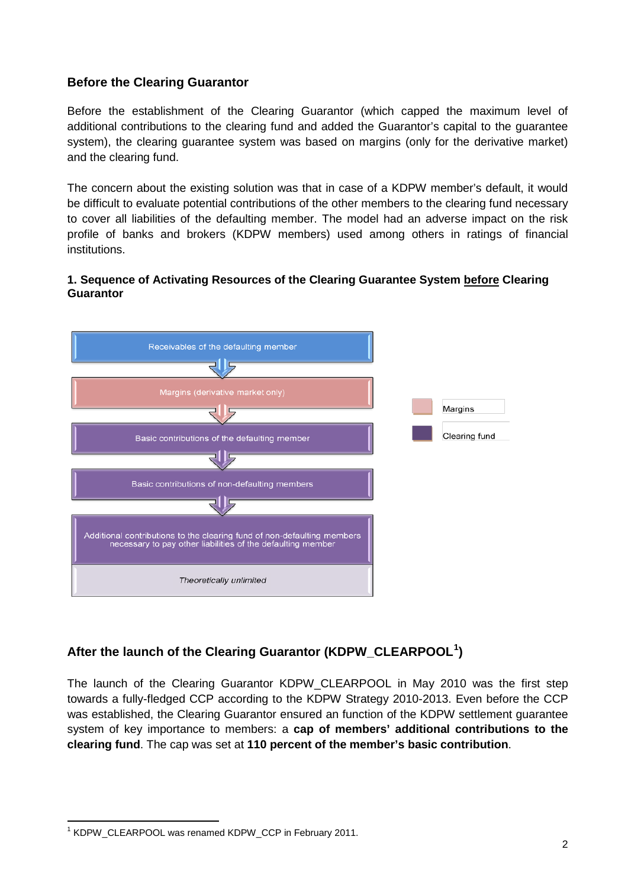## Before the Clearing Guarantor

Before the establishment of the Clearing Guarantor (which capped the maximum level of additional contributions to the clearing fund and added the Guarantor's capital to the guarantee system), the clearing guarantee system was based on margins (only for the derivative market) and the clearing fund.

The concern about the existing solution was that in case of a KDPW member's default, it would be difficult to evaluate potential contributions of the other members to the clearing fund necessary to cover all liabilities of the defaulting member. The model had an adverse impact on the risk profile of banks and brokers (KDPW members) used among others in ratings of financial institutions.

### 1. Sequence of Activating Resources of the Clearing Guarantee System before Clearing Guarantor

Receivables of the defaulting member

↓

Margins (derivative market only)

↓

Basic contributions of the defaulting member

↓

Basic contributions of non-defaulting members

↓

Additional contributions to the clearing fund of non-defaulting members necessary to pay other liabilities of the defaulting member

*Theoretically unlimited*

Legend: Margins; Clearing fund

## After the launch of the Clearing Guarantor (KDPW_CLEARPOOL[1])

The launch of the Clearing Guarantor KDPW_CLEARPOOL in May 2010 was the first step towards a fully-fledged CCP according to the KDPW Strategy 2010-2013. Even before the CCP was established, the Clearing Guarantor ensured an function of the KDPW settlement guarantee system of key importance to members: a **cap of members' additional contributions to the clearing fund**. The cap was set at **110 percent of the member's basic contribution**.

[1] KDPW_CLEARPOOL was renamed KDPW_CCP in February 2011.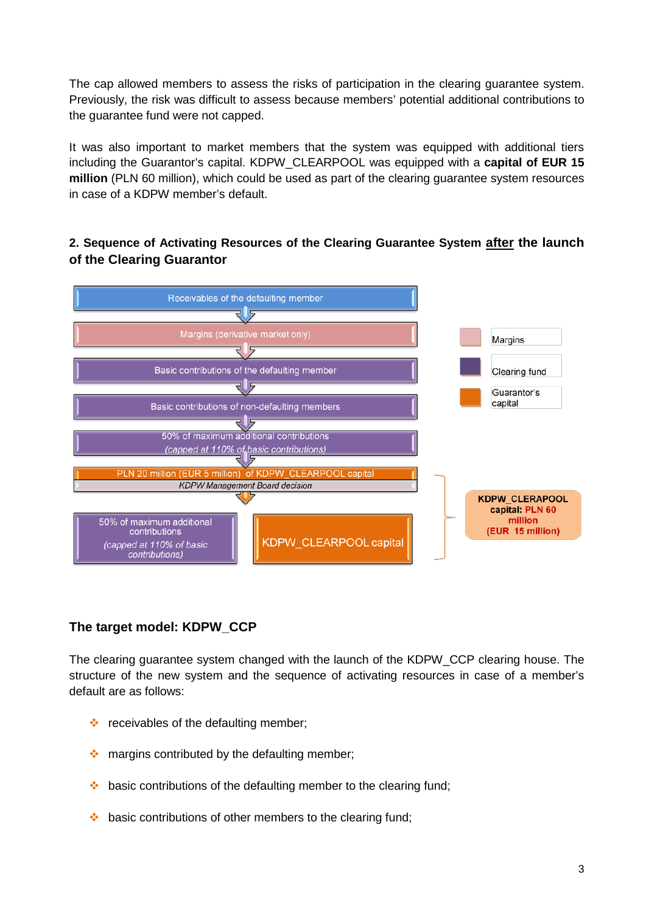The cap allowed members to assess the risks of participation in the clearing guarantee system. Previously, the risk was difficult to assess because members' potential additional contributions to the guarantee fund were not capped.

It was also important to market members that the system was equipped with additional tiers including the Guarantor's capital. KDPW_CLEARPOOL was equipped with a **capital of EUR 15 million** (PLN 60 million), which could be used as part of the clearing guarantee system resources in case of a KDPW member's default.

## 2. Sequence of Activating Resources of the Clearing Guarantee System <u>after</u> the launch of the Clearing Guarantor

Receivables of the defaulting member

↓

Margins (derivative market only)

↓

Basic contributions of the defaulting member

↓

Basic contributions of non-defaulting members

↓

50% of maximum additional contributions
*(capped at 110% of basic contributions)*

↓

PLN 20 million (EUR 5 million) of KDPW_CLEARPOOL capital
*KDPW Management Board decision*

↓

50% of maximum additional contributions *(capped at 110% of basic contributions)* | KDPW_CLEARPOOL capital

**KDPW_CLERAPOOL capital: PLN 60 million (EUR 15 million)**

Legend: Margins; Clearing fund; Guarantor's capital

### The target model: KDPW_CCP

The clearing guarantee system changed with the launch of the KDPW_CCP clearing house. The structure of the new system and the sequence of activating resources in case of a member's default are as follows:

- receivables of the defaulting member;
- margins contributed by the defaulting member;
- basic contributions of the defaulting member to the clearing fund;
- basic contributions of other members to the clearing fund;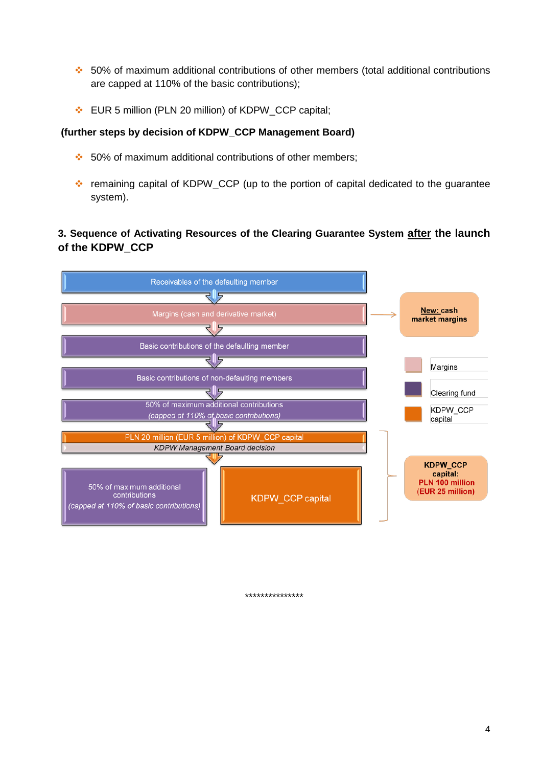- 50% of maximum additional contributions of other members (total additional contributions are capped at 110% of the basic contributions);
- EUR 5 million (PLN 20 million) of KDPW_CCP capital;

**(further steps by decision of KDPW_CCP Management Board)**

- 50% of maximum additional contributions of other members;
- remaining capital of KDPW_CCP (up to the portion of capital dedicated to the guarantee system).

### 3. Sequence of Activating Resources of the Clearing Guarantee System after the launch of the KDPW_CCP

Receivables of the defaulting member

Margins (cash and derivative market)

New: cash market margins

Basic contributions of the defaulting member

Basic contributions of non-defaulting members

50% of maximum additional contributions
*(capped at 110% of basic contributions)*

PLN 20 million (EUR 5 million) of KDPW_CCP capital
*KDPW Management Board decision*

50% of maximum additional contributions
*(capped at 110% of basic contributions)*

KDPW_CCP capital

KDPW_CCP capital: PLN 100 million (EUR 25 million)

Margins

Clearing fund

KDPW_CCP capital

***************